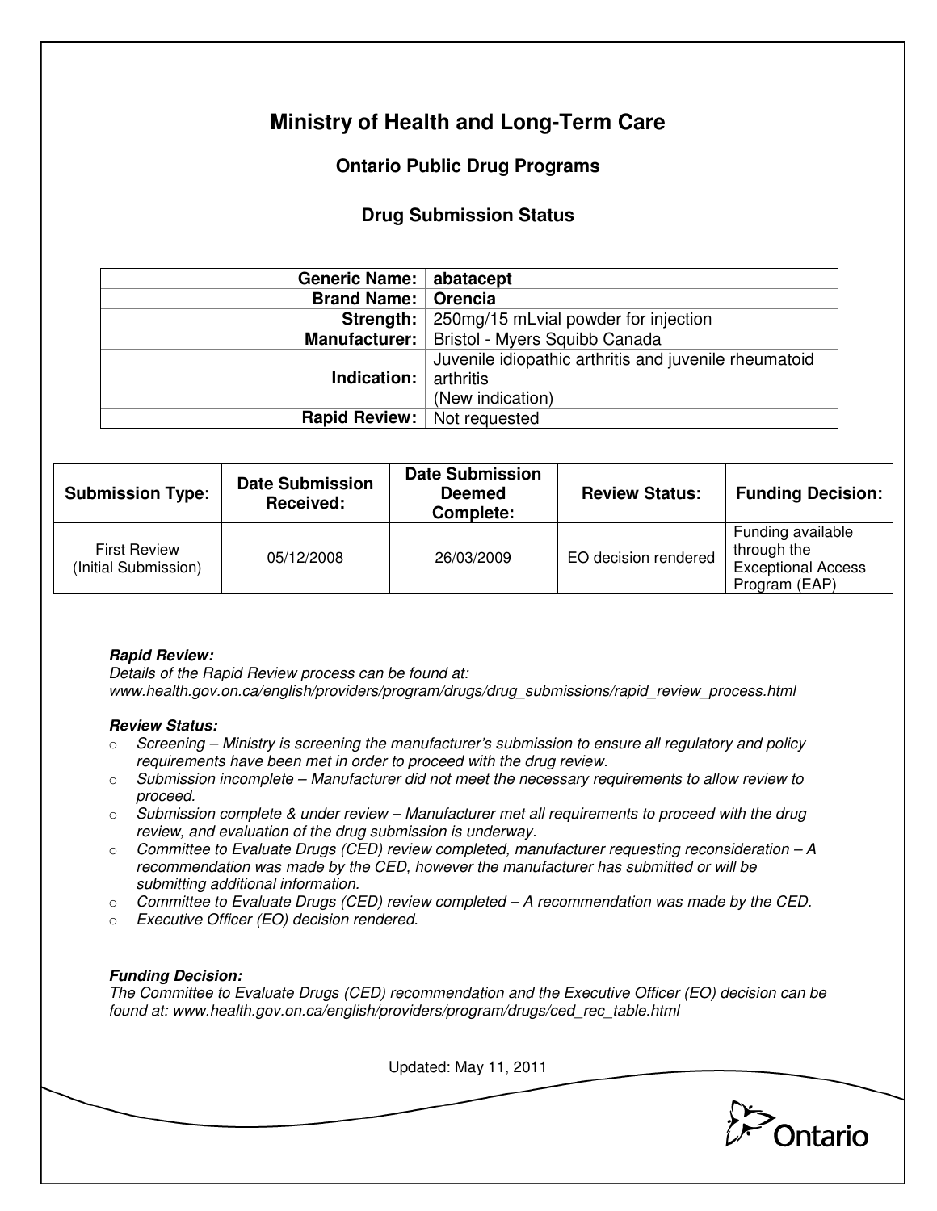# Ministry of Health and Long-Term Care

## Ontario Public Drug Programs

### Drug Submission Status

| | |
|---|---|
| **Generic Name:** | **abatacept** |
| **Brand Name:** | **Orencia** |
| **Strength:** | 250mg/15 mLvial powder for injection |
| **Manufacturer:** | Bristol - Myers Squibb Canada |
| **Indication:** | Juvenile idiopathic arthritis and juvenile rheumatoid arthritis (New indication) |
| **Rapid Review:** | Not requested |

| Submission Type: | Date Submission Received: | Date Submission Deemed Complete: | Review Status: | Funding Decision: |
|---|---|---|---|---|
| First Review (Initial Submission) | 05/12/2008 | 26/03/2009 | EO decision rendered | Funding available through the Exceptional Access Program (EAP) |

***Rapid Review:***
*Details of the Rapid Review process can be found at: www.health.gov.on.ca/english/providers/program/drugs/drug_submissions/rapid_review_process.html*

***Review Status:***

- *Screening – Ministry is screening the manufacturer's submission to ensure all regulatory and policy requirements have been met in order to proceed with the drug review.*
- *Submission incomplete – Manufacturer did not meet the necessary requirements to allow review to proceed.*
- *Submission complete & under review – Manufacturer met all requirements to proceed with the drug review, and evaluation of the drug submission is underway.*
- *Committee to Evaluate Drugs (CED) review completed, manufacturer requesting reconsideration – A recommendation was made by the CED, however the manufacturer has submitted or will be submitting additional information.*
- *Committee to Evaluate Drugs (CED) review completed – A recommendation was made by the CED.*
- *Executive Officer (EO) decision rendered.*

***Funding Decision:***
*The Committee to Evaluate Drugs (CED) recommendation and the Executive Officer (EO) decision can be found at: www.health.gov.on.ca/english/providers/program/drugs/ced_rec_table.html*

Updated: May 11, 2011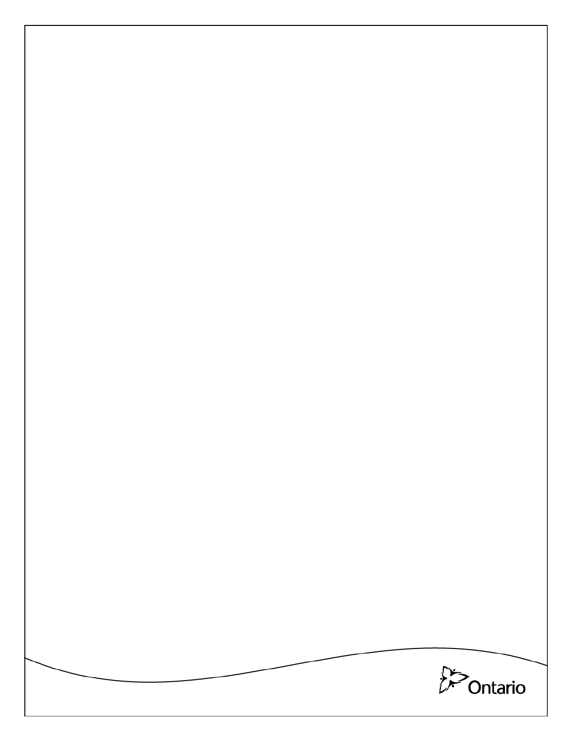Ontario